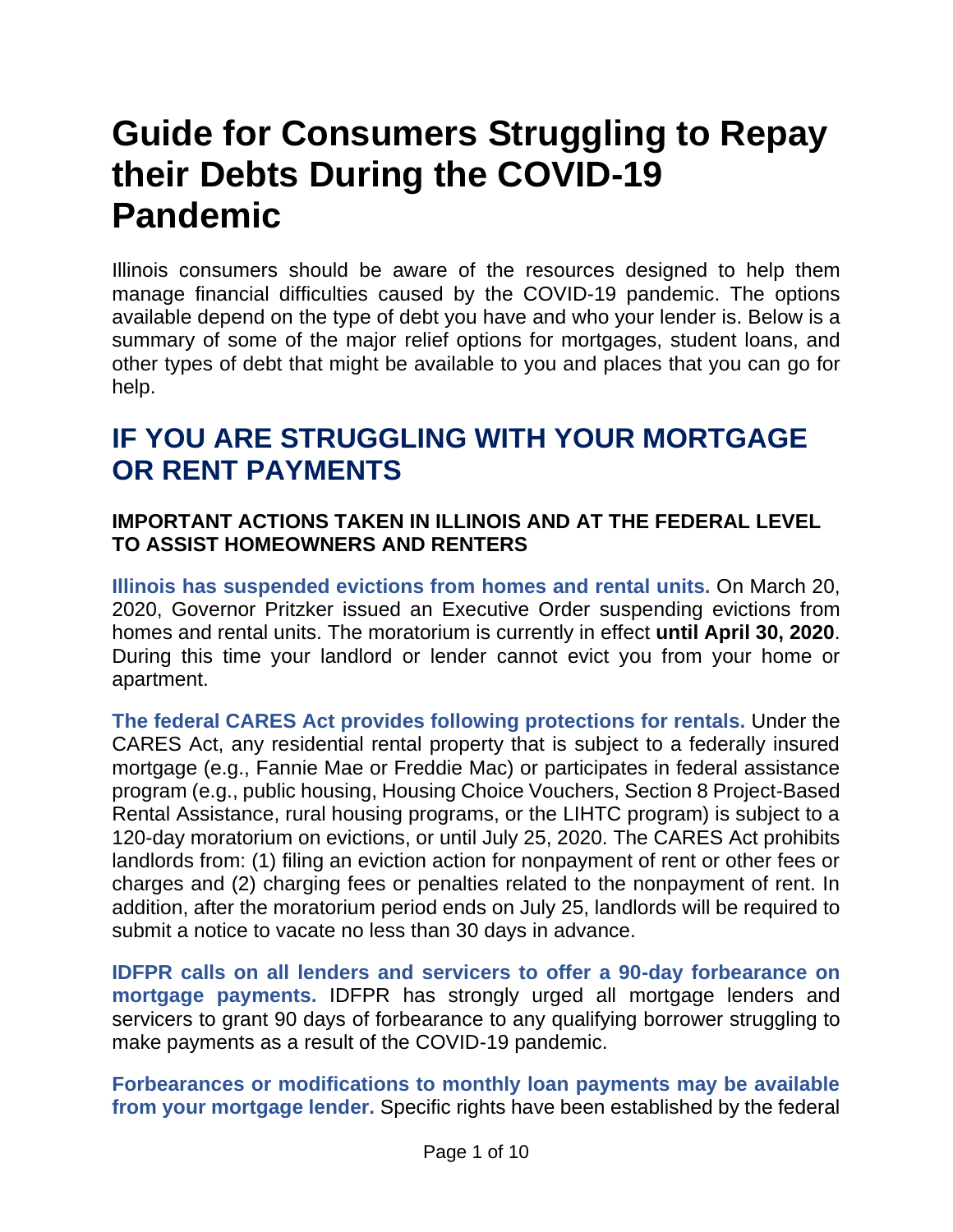# Guide for Consumers Struggling to Repay their Debts During the COVID-19 Pandemic

Illinois consumers should be aware of the resources designed to help them manage financial difficulties caused by the COVID-19 pandemic. The options available depend on the type of debt you have and who your lender is. Below is a summary of some of the major relief options for mortgages, student loans, and other types of debt that might be available to you and places that you can go for help.

## IF YOU ARE STRUGGLING WITH YOUR MORTGAGE OR RENT PAYMENTS

### IMPORTANT ACTIONS TAKEN IN ILLINOIS AND AT THE FEDERAL LEVEL TO ASSIST HOMEOWNERS AND RENTERS

**Illinois has suspended evictions from homes and rental units.** On March 20, 2020, Governor Pritzker issued an Executive Order suspending evictions from homes and rental units. The moratorium is currently in effect **until April 30, 2020**. During this time your landlord or lender cannot evict you from your home or apartment.

**The federal CARES Act provides following protections for rentals.** Under the CARES Act, any residential rental property that is subject to a federally insured mortgage (e.g., Fannie Mae or Freddie Mac) or participates in federal assistance program (e.g., public housing, Housing Choice Vouchers, Section 8 Project-Based Rental Assistance, rural housing programs, or the LIHTC program) is subject to a 120-day moratorium on evictions, or until July 25, 2020. The CARES Act prohibits landlords from: (1) filing an eviction action for nonpayment of rent or other fees or charges and (2) charging fees or penalties related to the nonpayment of rent. In addition, after the moratorium period ends on July 25, landlords will be required to submit a notice to vacate no less than 30 days in advance.

**IDFPR calls on all lenders and servicers to offer a 90-day forbearance on mortgage payments.** IDFPR has strongly urged all mortgage lenders and servicers to grant 90 days of forbearance to any qualifying borrower struggling to make payments as a result of the COVID-19 pandemic.

**Forbearances or modifications to monthly loan payments may be available from your mortgage lender.** Specific rights have been established by the federal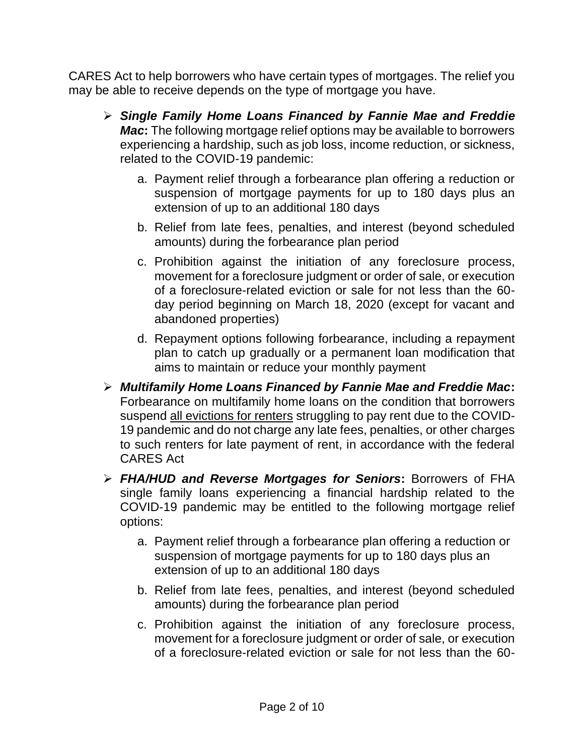CARES Act to help borrowers who have certain types of mortgages. The relief you may be able to receive depends on the type of mortgage you have.

- ***Single Family Home Loans Financed by Fannie Mae and Freddie Mac*:** The following mortgage relief options may be available to borrowers experiencing a hardship, such as job loss, income reduction, or sickness, related to the COVID-19 pandemic:

  a. Payment relief through a forbearance plan offering a reduction or suspension of mortgage payments for up to 180 days plus an extension of up to an additional 180 days

  b. Relief from late fees, penalties, and interest (beyond scheduled amounts) during the forbearance plan period

  c. Prohibition against the initiation of any foreclosure process, movement for a foreclosure judgment or order of sale, or execution of a foreclosure-related eviction or sale for not less than the 60-day period beginning on March 18, 2020 (except for vacant and abandoned properties)

  d. Repayment options following forbearance, including a repayment plan to catch up gradually or a permanent loan modification that aims to maintain or reduce your monthly payment

- ***Multifamily Home Loans Financed by Fannie Mae and Freddie Mac*:** Forbearance on multifamily home loans on the condition that borrowers suspend <u>all evictions for renters</u> struggling to pay rent due to the COVID-19 pandemic and do not charge any late fees, penalties, or other charges to such renters for late payment of rent, in accordance with the federal CARES Act

- ***FHA/HUD and Reverse Mortgages for Seniors*:** Borrowers of FHA single family loans experiencing a financial hardship related to the COVID-19 pandemic may be entitled to the following mortgage relief options:

  a. Payment relief through a forbearance plan offering a reduction or suspension of mortgage payments for up to 180 days plus an extension of up to an additional 180 days

  b. Relief from late fees, penalties, and interest (beyond scheduled amounts) during the forbearance plan period

  c. Prohibition against the initiation of any foreclosure process, movement for a foreclosure judgment or order of sale, or execution of a foreclosure-related eviction or sale for not less than the 60-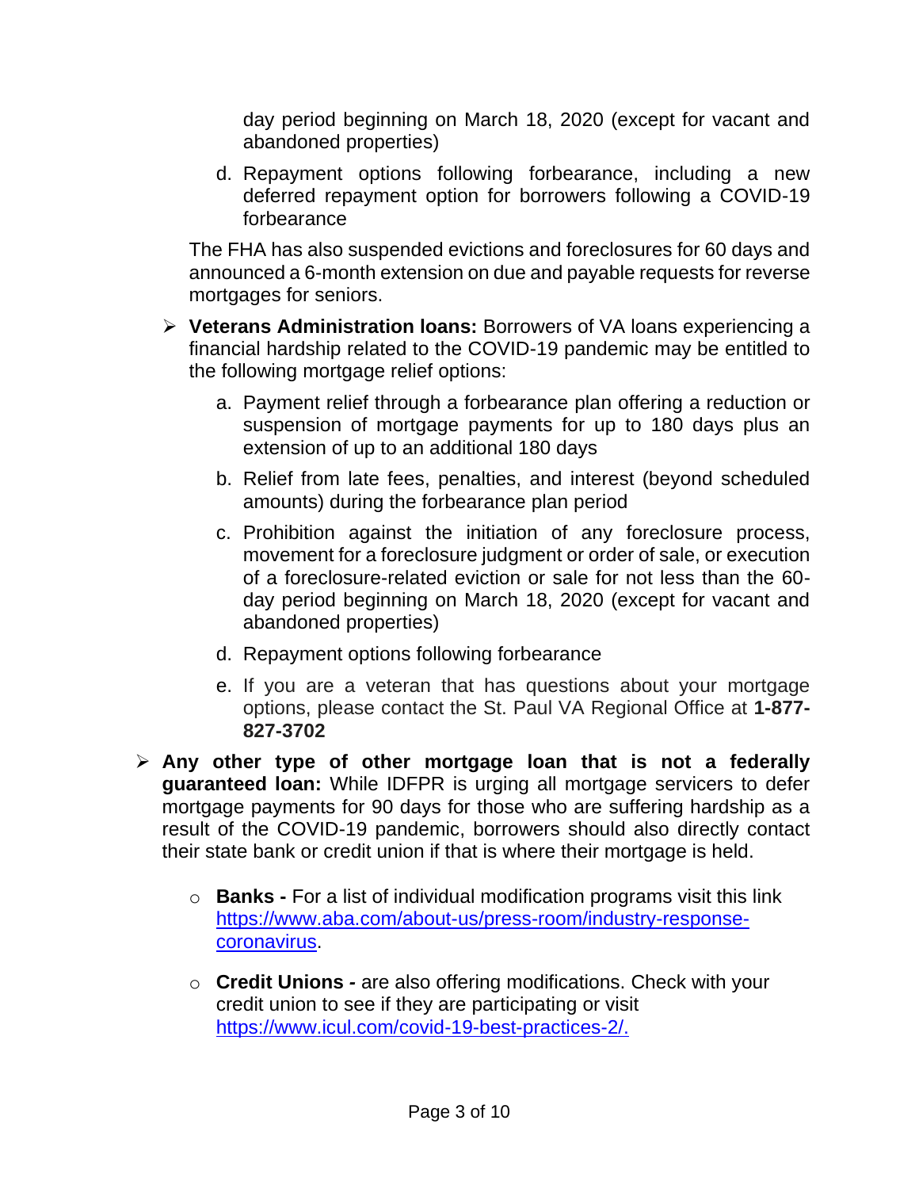day period beginning on March 18, 2020 (except for vacant and abandoned properties)

d. Repayment options following forbearance, including a new deferred repayment option for borrowers following a COVID-19 forbearance

The FHA has also suspended evictions and foreclosures for 60 days and announced a 6-month extension on due and payable requests for reverse mortgages for seniors.

- **Veterans Administration loans:** Borrowers of VA loans experiencing a financial hardship related to the COVID-19 pandemic may be entitled to the following mortgage relief options:

  a. Payment relief through a forbearance plan offering a reduction or suspension of mortgage payments for up to 180 days plus an extension of up to an additional 180 days

  b. Relief from late fees, penalties, and interest (beyond scheduled amounts) during the forbearance plan period

  c. Prohibition against the initiation of any foreclosure process, movement for a foreclosure judgment or order of sale, or execution of a foreclosure-related eviction or sale for not less than the 60-day period beginning on March 18, 2020 (except for vacant and abandoned properties)

  d. Repayment options following forbearance

  e. If you are a veteran that has questions about your mortgage options, please contact the St. Paul VA Regional Office at **1-877-827-3702**

- **Any other type of other mortgage loan that is not a federally guaranteed loan:** While IDFPR is urging all mortgage servicers to defer mortgage payments for 90 days for those who are suffering hardship as a result of the COVID-19 pandemic, borrowers should also directly contact their state bank or credit union if that is where their mortgage is held.

  - **Banks -** For a list of individual modification programs visit this link https://www.aba.com/about-us/press-room/industry-response-coronavirus.

  - **Credit Unions -** are also offering modifications. Check with your credit union to see if they are participating or visit https://www.icul.com/covid-19-best-practices-2/.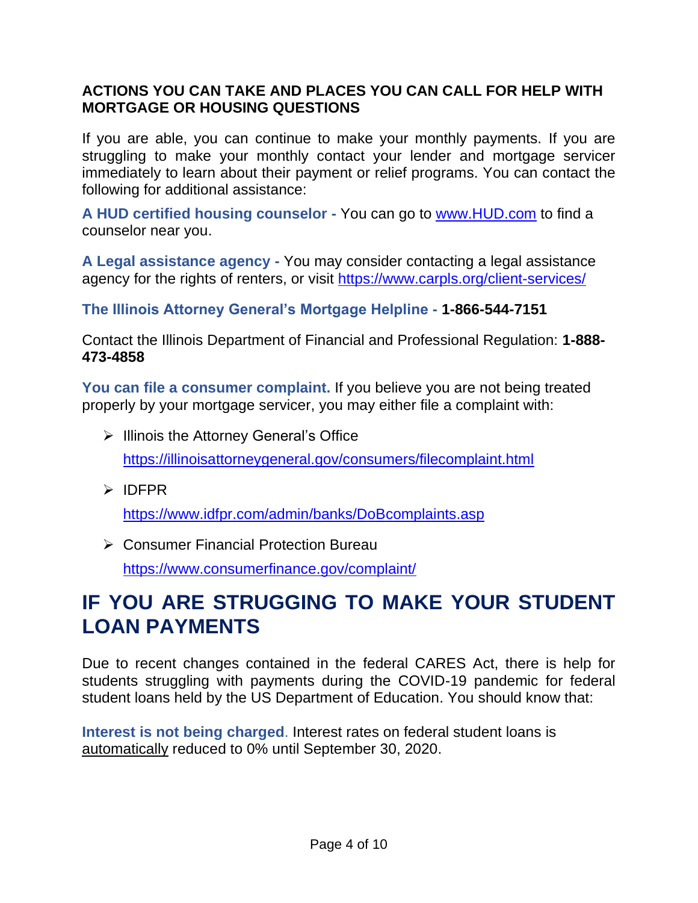**ACTIONS YOU CAN TAKE AND PLACES YOU CAN CALL FOR HELP WITH MORTGAGE OR HOUSING QUESTIONS**

If you are able, you can continue to make your monthly payments. If you are struggling to make your monthly contact your lender and mortgage servicer immediately to learn about their payment or relief programs. You can contact the following for additional assistance:

**A HUD certified housing counselor -** You can go to [www.HUD.com](www.HUD.com) to find a counselor near you.

**A Legal assistance agency -** You may consider contacting a legal assistance agency for the rights of renters, or visit [https://www.carpls.org/client-services/](https://www.carpls.org/client-services/)

**The Illinois Attorney General's Mortgage Helpline - 1-866-544-7151**

Contact the Illinois Department of Financial and Professional Regulation: **1-888-473-4858**

**You can file a consumer complaint.** If you believe you are not being treated properly by your mortgage servicer, you may either file a complaint with:

- Illinois the Attorney General's Office
  [https://illinoisattorneygeneral.gov/consumers/filecomplaint.html](https://illinoisattorneygeneral.gov/consumers/filecomplaint.html)
- IDFPR
  [https://www.idfpr.com/admin/banks/DoBcomplaints.asp](https://www.idfpr.com/admin/banks/DoBcomplaints.asp)
- Consumer Financial Protection Bureau
  [https://www.consumerfinance.gov/complaint/](https://www.consumerfinance.gov/complaint/)

# IF YOU ARE STRUGGING TO MAKE YOUR STUDENT LOAN PAYMENTS

Due to recent changes contained in the federal CARES Act, there is help for students struggling with payments during the COVID-19 pandemic for federal student loans held by the US Department of Education. You should know that:

**Interest is not being charged**. Interest rates on federal student loans is automatically reduced to 0% until September 30, 2020.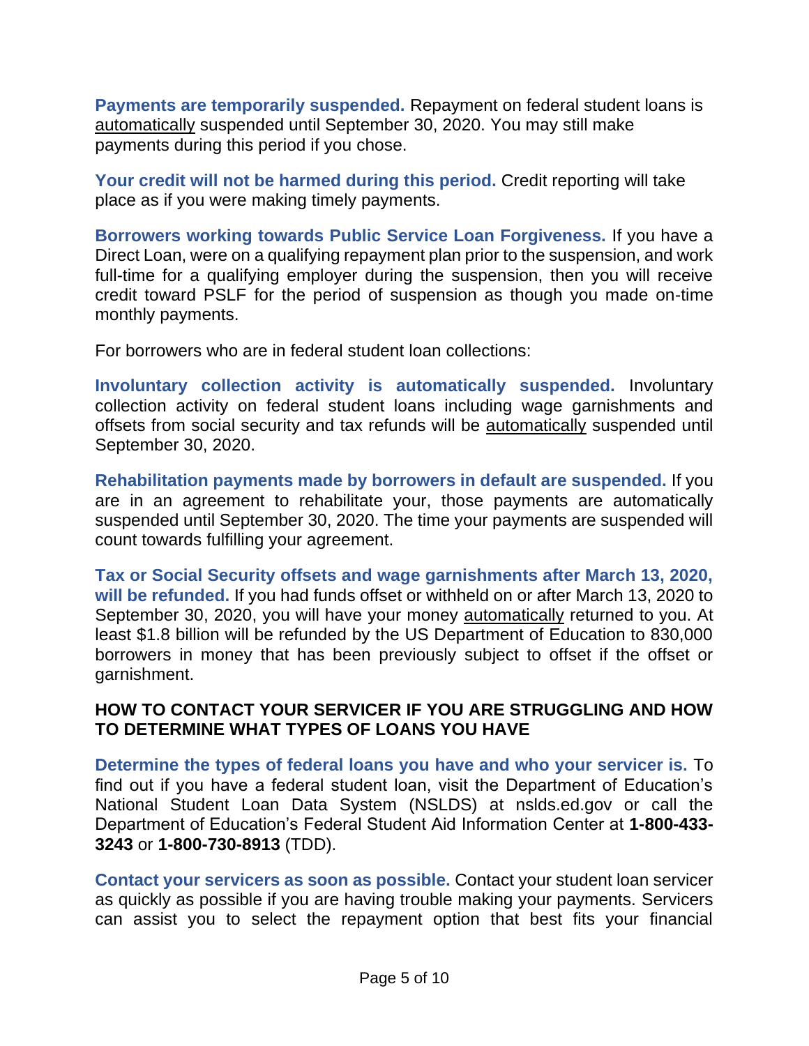**Payments are temporarily suspended.** Repayment on federal student loans is automatically suspended until September 30, 2020. You may still make payments during this period if you chose.

**Your credit will not be harmed during this period.** Credit reporting will take place as if you were making timely payments.

**Borrowers working towards Public Service Loan Forgiveness.** If you have a Direct Loan, were on a qualifying repayment plan prior to the suspension, and work full-time for a qualifying employer during the suspension, then you will receive credit toward PSLF for the period of suspension as though you made on-time monthly payments.

For borrowers who are in federal student loan collections:

**Involuntary collection activity is automatically suspended.** Involuntary collection activity on federal student loans including wage garnishments and offsets from social security and tax refunds will be automatically suspended until September 30, 2020.

**Rehabilitation payments made by borrowers in default are suspended.** If you are in an agreement to rehabilitate your, those payments are automatically suspended until September 30, 2020. The time your payments are suspended will count towards fulfilling your agreement.

**Tax or Social Security offsets and wage garnishments after March 13, 2020, will be refunded.** If you had funds offset or withheld on or after March 13, 2020 to September 30, 2020, you will have your money automatically returned to you. At least $1.8 billion will be refunded by the US Department of Education to 830,000 borrowers in money that has been previously subject to offset if the offset or garnishment.

### HOW TO CONTACT YOUR SERVICER IF YOU ARE STRUGGLING AND HOW TO DETERMINE WHAT TYPES OF LOANS YOU HAVE

**Determine the types of federal loans you have and who your servicer is.** To find out if you have a federal student loan, visit the Department of Education's National Student Loan Data System (NSLDS) at nslds.ed.gov or call the Department of Education's Federal Student Aid Information Center at **1-800-433-3243** or **1-800-730-8913** (TDD).

**Contact your servicers as soon as possible.** Contact your student loan servicer as quickly as possible if you are having trouble making your payments. Servicers can assist you to select the repayment option that best fits your financial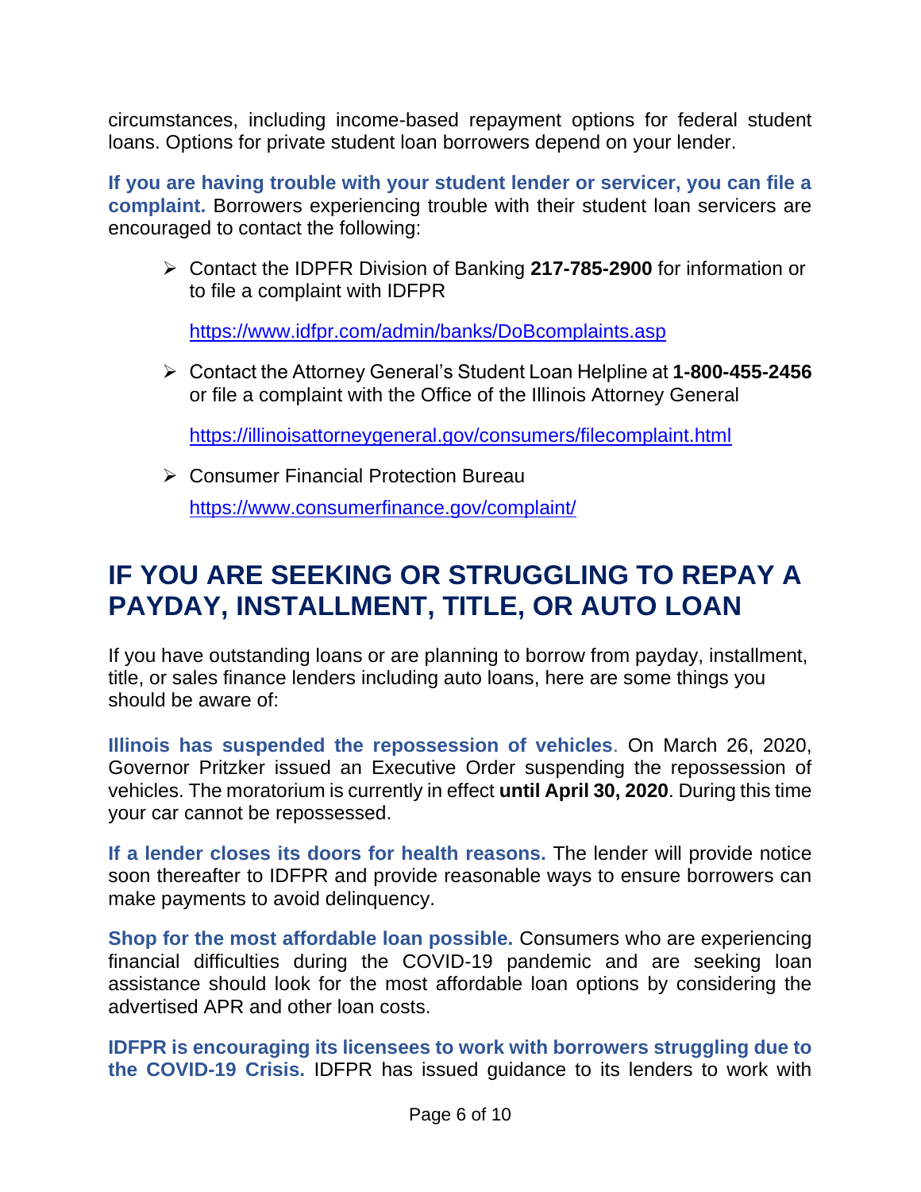circumstances, including income-based repayment options for federal student loans. Options for private student loan borrowers depend on your lender.

**If you are having trouble with your student lender or servicer, you can file a complaint.** Borrowers experiencing trouble with their student loan servicers are encouraged to contact the following:

- Contact the IDPFR Division of Banking **217-785-2900** for information or to file a complaint with IDFPR

  https://www.idfpr.com/admin/banks/DoBcomplaints.asp

- Contact the Attorney General's Student Loan Helpline at **1-800-455-2456** or file a complaint with the Office of the Illinois Attorney General

  https://illinoisattorneygeneral.gov/consumers/filecomplaint.html

- Consumer Financial Protection Bureau

  https://www.consumerfinance.gov/complaint/

# IF YOU ARE SEEKING OR STRUGGLING TO REPAY A PAYDAY, INSTALLMENT, TITLE, OR AUTO LOAN

If you have outstanding loans or are planning to borrow from payday, installment, title, or sales finance lenders including auto loans, here are some things you should be aware of:

**Illinois has suspended the repossession of vehicles**. On March 26, 2020, Governor Pritzker issued an Executive Order suspending the repossession of vehicles. The moratorium is currently in effect **until April 30, 2020**. During this time your car cannot be repossessed.

**If a lender closes its doors for health reasons.** The lender will provide notice soon thereafter to IDFPR and provide reasonable ways to ensure borrowers can make payments to avoid delinquency.

**Shop for the most affordable loan possible.** Consumers who are experiencing financial difficulties during the COVID-19 pandemic and are seeking loan assistance should look for the most affordable loan options by considering the advertised APR and other loan costs.

**IDFPR is encouraging its licensees to work with borrowers struggling due to the COVID-19 Crisis.** IDFPR has issued guidance to its lenders to work with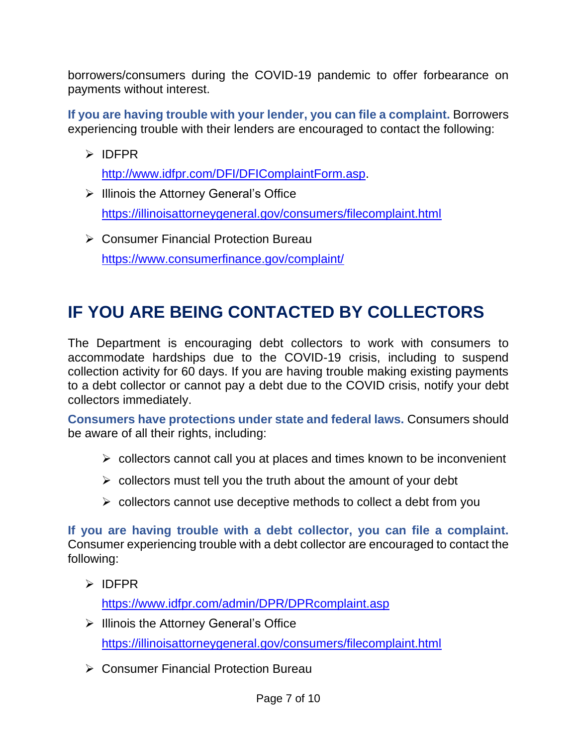borrowers/consumers during the COVID-19 pandemic to offer forbearance on payments without interest.

**If you are having trouble with your lender, you can file a complaint.** Borrowers experiencing trouble with their lenders are encouraged to contact the following:

- IDFPR
  http://www.idfpr.com/DFI/DFIComplaintForm.asp.
- Illinois the Attorney General's Office
  https://illinoisattorneygeneral.gov/consumers/filecomplaint.html
- Consumer Financial Protection Bureau
  https://www.consumerfinance.gov/complaint/

# IF YOU ARE BEING CONTACTED BY COLLECTORS

The Department is encouraging debt collectors to work with consumers to accommodate hardships due to the COVID-19 crisis, including to suspend collection activity for 60 days. If you are having trouble making existing payments to a debt collector or cannot pay a debt due to the COVID crisis, notify your debt collectors immediately.

**Consumers have protections under state and federal laws.** Consumers should be aware of all their rights, including:

- collectors cannot call you at places and times known to be inconvenient
- collectors must tell you the truth about the amount of your debt
- collectors cannot use deceptive methods to collect a debt from you

**If you are having trouble with a debt collector, you can file a complaint.** Consumer experiencing trouble with a debt collector are encouraged to contact the following:

- IDFPR
  https://www.idfpr.com/admin/DPR/DPRcomplaint.asp
- Illinois the Attorney General's Office
  https://illinoisattorneygeneral.gov/consumers/filecomplaint.html
- Consumer Financial Protection Bureau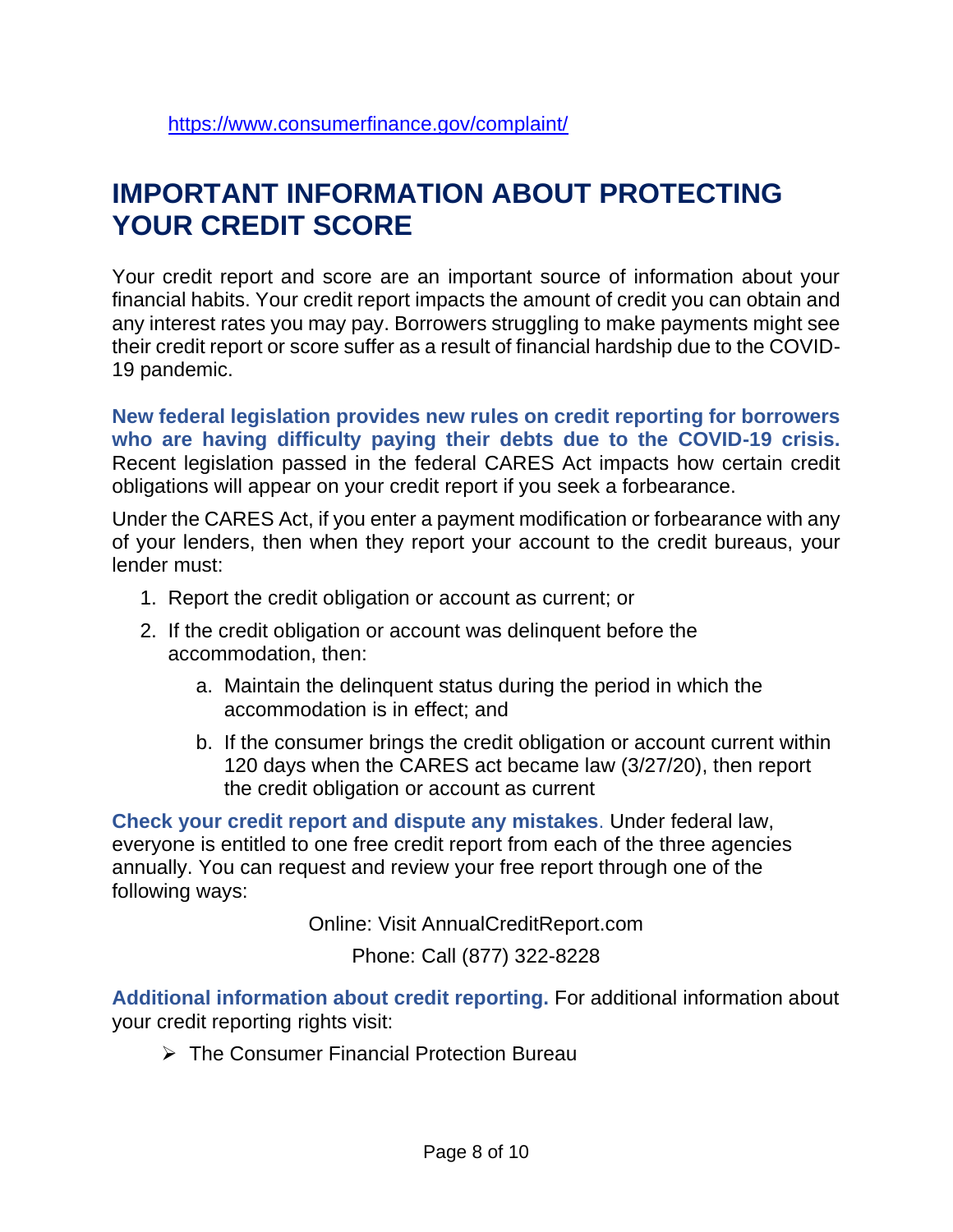https://www.consumerfinance.gov/complaint/

## IMPORTANT INFORMATION ABOUT PROTECTING YOUR CREDIT SCORE

Your credit report and score are an important source of information about your financial habits. Your credit report impacts the amount of credit you can obtain and any interest rates you may pay. Borrowers struggling to make payments might see their credit report or score suffer as a result of financial hardship due to the COVID-19 pandemic.

**New federal legislation provides new rules on credit reporting for borrowers who are having difficulty paying their debts due to the COVID-19 crisis.** Recent legislation passed in the federal CARES Act impacts how certain credit obligations will appear on your credit report if you seek a forbearance.

Under the CARES Act, if you enter a payment modification or forbearance with any of your lenders, then when they report your account to the credit bureaus, your lender must:

1. Report the credit obligation or account as current; or
2. If the credit obligation or account was delinquent before the accommodation, then:
   a. Maintain the delinquent status during the period in which the accommodation is in effect; and
   b. If the consumer brings the credit obligation or account current within 120 days when the CARES act became law (3/27/20), then report the credit obligation or account as current

**Check your credit report and dispute any mistakes**. Under federal law, everyone is entitled to one free credit report from each of the three agencies annually. You can request and review your free report through one of the following ways:

Online: Visit AnnualCreditReport.com

Phone: Call (877) 322-8228

**Additional information about credit reporting.** For additional information about your credit reporting rights visit:

- The Consumer Financial Protection Bureau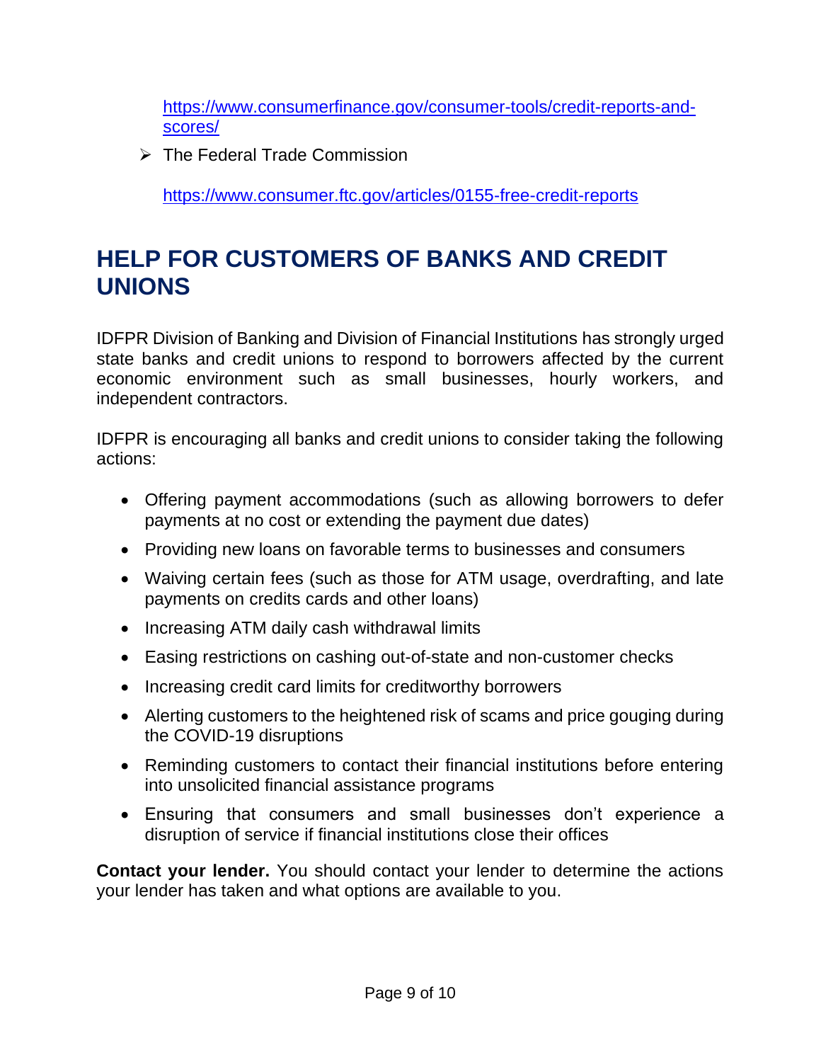https://www.consumerfinance.gov/consumer-tools/credit-reports-and-scores/

- The Federal Trade Commission

  https://www.consumer.ftc.gov/articles/0155-free-credit-reports

## HELP FOR CUSTOMERS OF BANKS AND CREDIT UNIONS

IDFPR Division of Banking and Division of Financial Institutions has strongly urged state banks and credit unions to respond to borrowers affected by the current economic environment such as small businesses, hourly workers, and independent contractors.

IDFPR is encouraging all banks and credit unions to consider taking the following actions:

- Offering payment accommodations (such as allowing borrowers to defer payments at no cost or extending the payment due dates)
- Providing new loans on favorable terms to businesses and consumers
- Waiving certain fees (such as those for ATM usage, overdrafting, and late payments on credits cards and other loans)
- Increasing ATM daily cash withdrawal limits
- Easing restrictions on cashing out-of-state and non-customer checks
- Increasing credit card limits for creditworthy borrowers
- Alerting customers to the heightened risk of scams and price gouging during the COVID-19 disruptions
- Reminding customers to contact their financial institutions before entering into unsolicited financial assistance programs
- Ensuring that consumers and small businesses don't experience a disruption of service if financial institutions close their offices

**Contact your lender.** You should contact your lender to determine the actions your lender has taken and what options are available to you.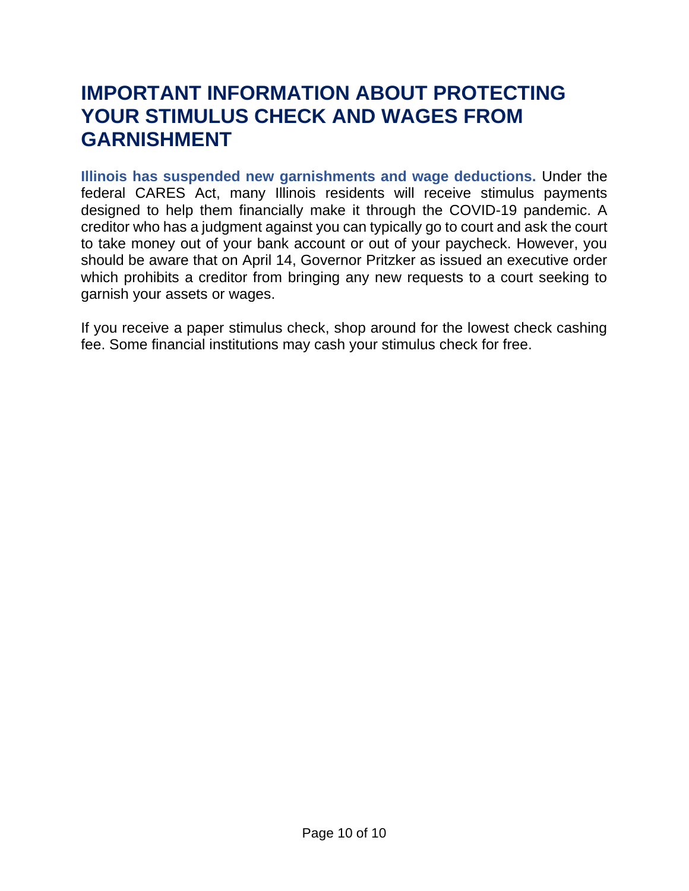# IMPORTANT INFORMATION ABOUT PROTECTING YOUR STIMULUS CHECK AND WAGES FROM GARNISHMENT

**Illinois has suspended new garnishments and wage deductions.** Under the federal CARES Act, many Illinois residents will receive stimulus payments designed to help them financially make it through the COVID-19 pandemic. A creditor who has a judgment against you can typically go to court and ask the court to take money out of your bank account or out of your paycheck. However, you should be aware that on April 14, Governor Pritzker as issued an executive order which prohibits a creditor from bringing any new requests to a court seeking to garnish your assets or wages.

If you receive a paper stimulus check, shop around for the lowest check cashing fee. Some financial institutions may cash your stimulus check for free.